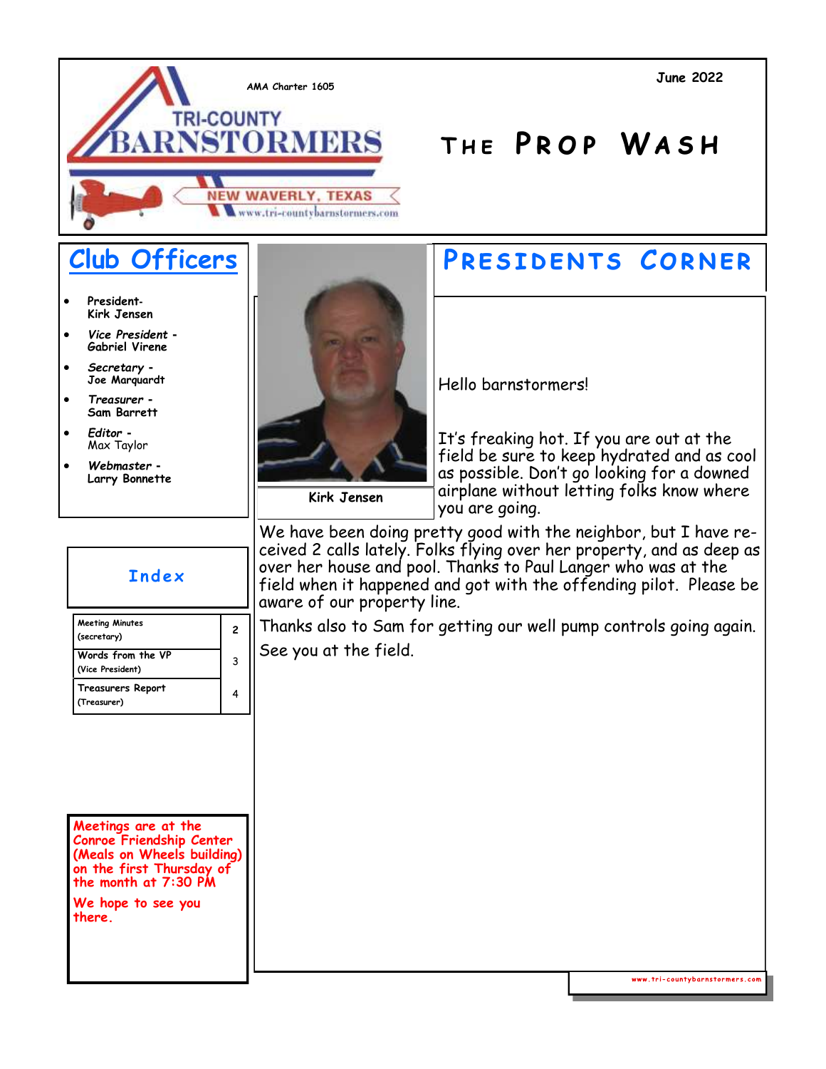AMA Charter 1605

TRI-COUNTY BARNSTORMERS

NEW WAVERLY, TEXAS

www.tri-countybarnstormers.com

June 2022

# The Prop Wash

## Club Officers

- President- Kirk Jensen
- *Vice President* - Gabriel Virene
- *Secretary* - Joe Marquardt
- *Treasurer* - Sam Barrett
- *Editor* - Max Taylor
- *Webmaster* - Larry Bonnette

## Index

| | |
|---|---|
| Meeting Minutes (secretary) | 2 |
| Words from the VP (Vice President) | 3 |
| Treasurers Report (Treasurer) | 4 |

**Meetings are at the Conroe Friendship Center (Meals on Wheels building) on the first Thursday of the month at 7:30 PM**

**We hope to see you there.**

## Presidents Corner

Kirk Jensen

Hello barnstormers!

It's freaking hot. If you are out at the field be sure to keep hydrated and as cool as possible. Don't go looking for a downed airplane without letting folks know where you are going.

We have been doing pretty good with the neighbor, but I have received 2 calls lately. Folks flying over her property, and as deep as over her house and pool. Thanks to Paul Langer who was at the field when it happened and got with the offending pilot. Please be aware of our property line.

Thanks also to Sam for getting our well pump controls going again.

See you at the field.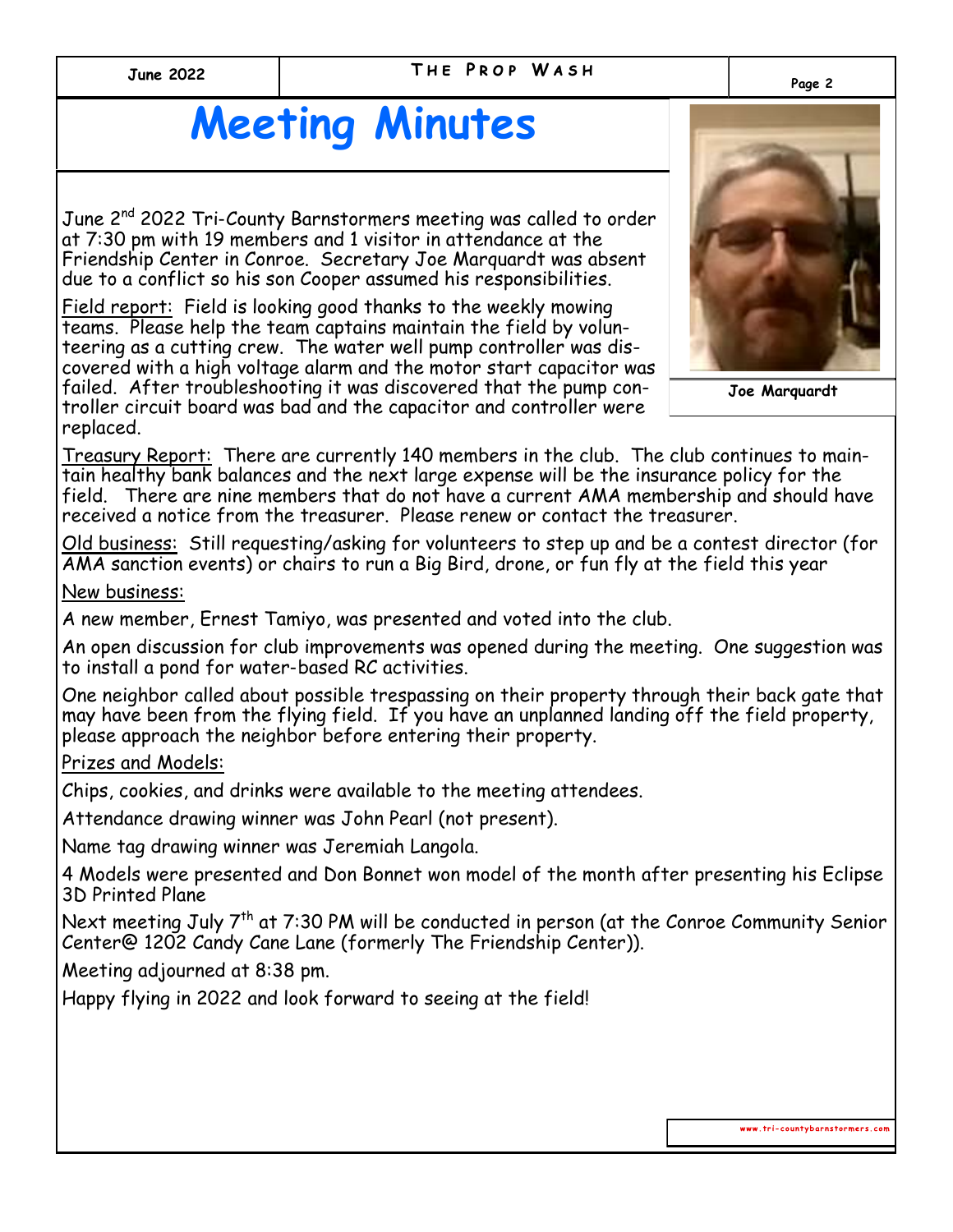# Meeting Minutes

June 2nd 2022 Tri-County Barnstormers meeting was called to order at 7:30 pm with 19 members and 1 visitor in attendance at the Friendship Center in Conroe. Secretary Joe Marquardt was absent due to a conflict so his son Cooper assumed his responsibilities.

Joe Marquardt

Field report: Field is looking good thanks to the weekly mowing teams. Please help the team captains maintain the field by volunteering as a cutting crew. The water well pump controller was discovered with a high voltage alarm and the motor start capacitor was failed. After troubleshooting it was discovered that the pump controller circuit board was bad and the capacitor and controller were replaced.

Treasury Report: There are currently 140 members in the club. The club continues to maintain healthy bank balances and the next large expense will be the insurance policy for the field. There are nine members that do not have a current AMA membership and should have received a notice from the treasurer. Please renew or contact the treasurer.

Old business: Still requesting/asking for volunteers to step up and be a contest director (for AMA sanction events) or chairs to run a Big Bird, drone, or fun fly at the field this year

New business:

A new member, Ernest Tamiyo, was presented and voted into the club.

An open discussion for club improvements was opened during the meeting. One suggestion was to install a pond for water-based RC activities.

One neighbor called about possible trespassing on their property through their back gate that may have been from the flying field. If you have an unplanned landing off the field property, please approach the neighbor before entering their property.

Prizes and Models:

Chips, cookies, and drinks were available to the meeting attendees.

Attendance drawing winner was John Pearl (not present).

Name tag drawing winner was Jeremiah Langola.

4 Models were presented and Don Bonnet won model of the month after presenting his Eclipse 3D Printed Plane

Next meeting July 7th at 7:30 PM will be conducted in person (at the Conroe Community Senior Center@ 1202 Candy Cane Lane (formerly The Friendship Center)).

Meeting adjourned at 8:38 pm.

Happy flying in 2022 and look forward to seeing at the field!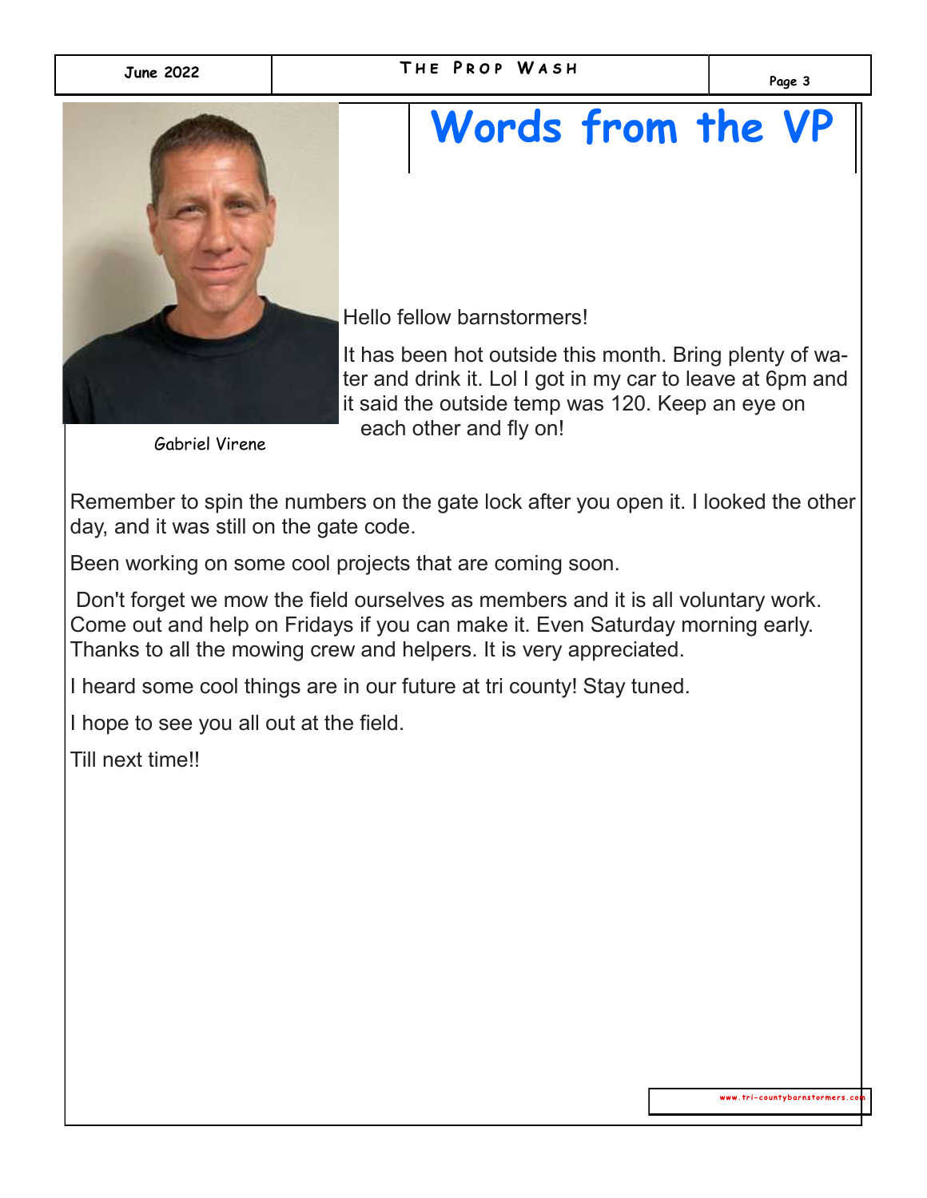# Words from the VP

Gabriel Virene

Hello fellow barnstormers!

It has been hot outside this month. Bring plenty of water and drink it. Lol I got in my car to leave at 6pm and it said the outside temp was 120. Keep an eye on each other and fly on!

Remember to spin the numbers on the gate lock after you open it. I looked the other day, and it was still on the gate code.

Been working on some cool projects that are coming soon.

Don't forget we mow the field ourselves as members and it is all voluntary work. Come out and help on Fridays if you can make it. Even Saturday morning early. Thanks to all the mowing crew and helpers. It is very appreciated.

I heard some cool things are in our future at tri county! Stay tuned.

I hope to see you all out at the field.

Till next time!!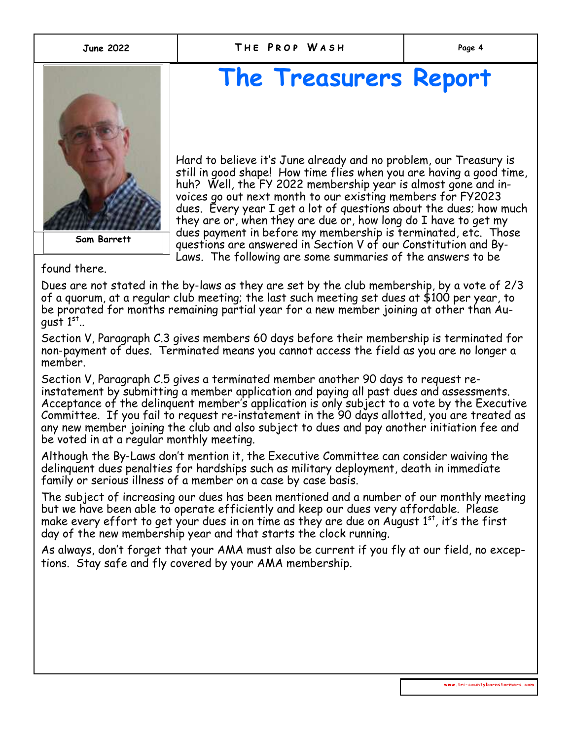# The Treasurers Report

Sam Barrett

Hard to believe it's June already and no problem, our Treasury is still in good shape! How time flies when you are having a good time, huh? Well, the FY 2022 membership year is almost gone and invoices go out next month to our existing members for FY2023 dues. Every year I get a lot of questions about the dues; how much they are or, when they are due or, how long do I have to get my dues payment in before my membership is terminated, etc. Those questions are answered in Section V of our Constitution and By-Laws. The following are some summaries of the answers to be found there.

Dues are not stated in the by-laws as they are set by the club membership, by a vote of 2/3 of a quorum, at a regular club meeting; the last such meeting set dues at $100 per year, to be prorated for months remaining partial year for a new member joining at other than August 1st..

Section V, Paragraph C.3 gives members 60 days before their membership is terminated for non-payment of dues. Terminated means you cannot access the field as you are no longer a member.

Section V, Paragraph C.5 gives a terminated member another 90 days to request re-instatement by submitting a member application and paying all past dues and assessments. Acceptance of the delinquent member's application is only subject to a vote by the Executive Committee. If you fail to request re-instatement in the 90 days allotted, you are treated as any new member joining the club and also subject to dues and pay another initiation fee and be voted in at a regular monthly meeting.

Although the By-Laws don't mention it, the Executive Committee can consider waiving the delinquent dues penalties for hardships such as military deployment, death in immediate family or serious illness of a member on a case by case basis.

The subject of increasing our dues has been mentioned and a number of our monthly meeting but we have been able to operate efficiently and keep our dues very affordable. Please make every effort to get your dues in on time as they are due on August 1st, it's the first day of the new membership year and that starts the clock running.

As always, don't forget that your AMA must also be current if you fly at our field, no exceptions. Stay safe and fly covered by your AMA membership.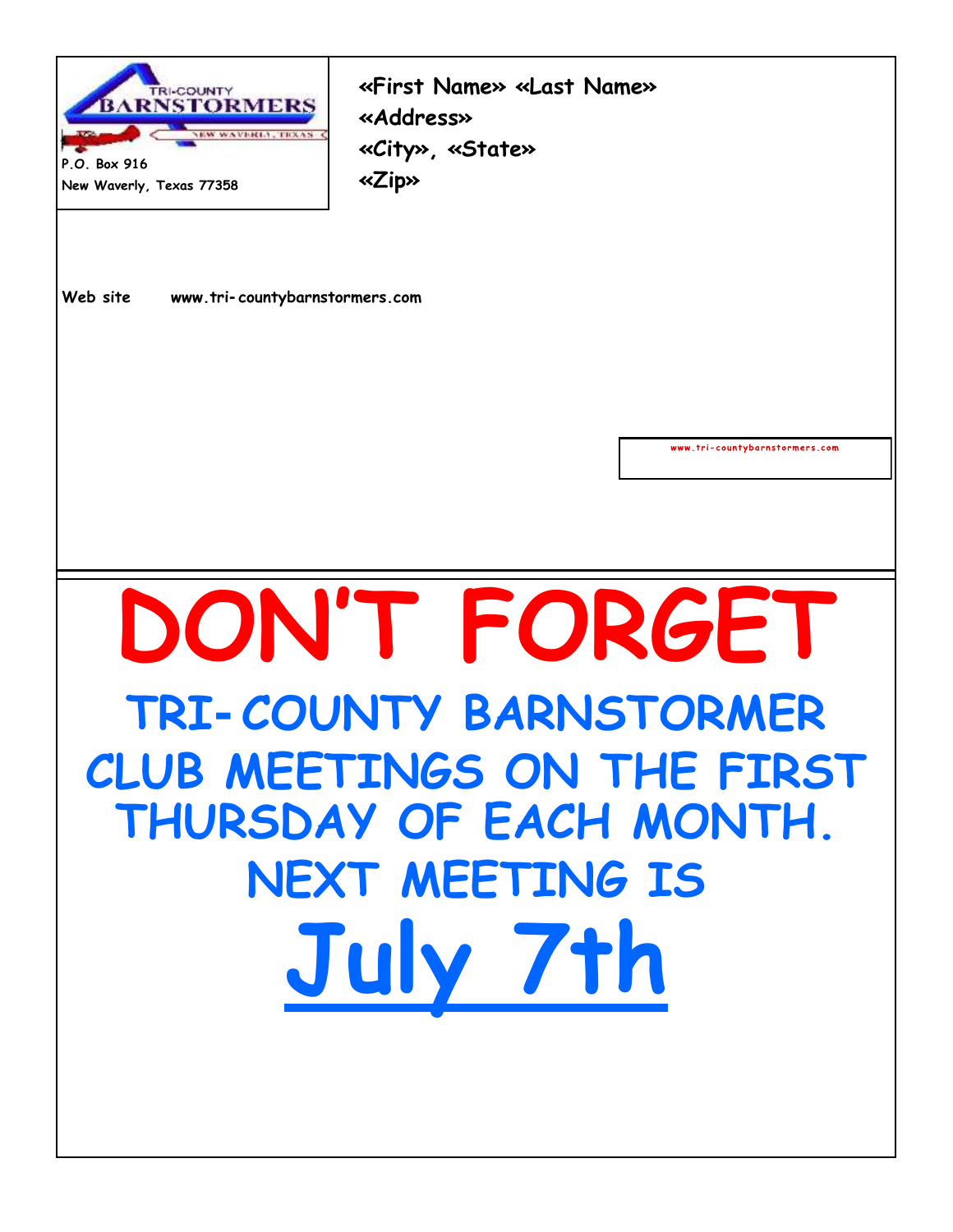TRI-COUNTY BARNSTORMERS
NEW WAVERLY, TEXAS

P.O. Box 916
New Waverly, Texas 77358

«First Name» «Last Name»
«Address»
«City», «State»
«Zip»

Web site www.tri-countybarnstormers.com

www.tri-countybarnstormers.com

# DON'T FORGET

## TRI-COUNTY BARNSTORMER CLUB MEETINGS ON THE FIRST THURSDAY OF EACH MONTH.

## NEXT MEETING IS

# July 7th